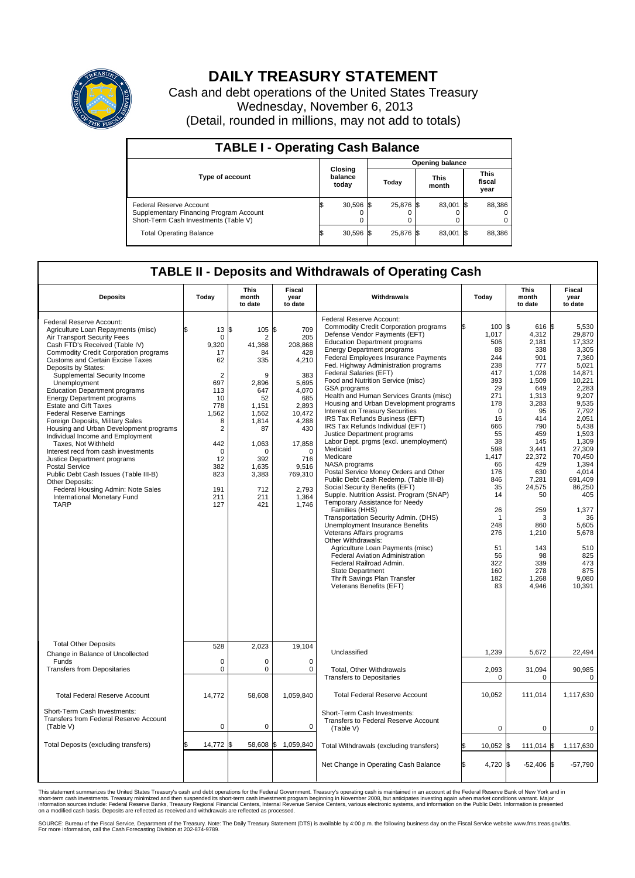# DAILY TREASURY STATEMENT

Cash and debt operations of the United States Treasury
Wednesday, November 6, 2013
(Detail, rounded in millions, may not add to totals)

## TABLE I - Operating Cash Balance

| Type of account | Closing balance today | Opening balance Today | Opening balance This month | Opening balance This fiscal year |
|---|---|---|---|---|
| Federal Reserve Account | $ 30,596 | $ 25,876 | $ 83,001 | $ 88,386 |
| Supplementary Financing Program Account | 0 | 0 | 0 | 0 |
| Short-Term Cash Investments (Table V) | 0 | 0 | 0 | 0 |
| Total Operating Balance | $ 30,596 | $ 25,876 | $ 83,001 | $ 88,386 |

## TABLE II - Deposits and Withdrawals of Operating Cash

| Deposits | Today | This month to date | Fiscal year to date |
|---|---|---|---|
| Federal Reserve Account: | | | |
| Agriculture Loan Repayments (misc) | $ 13 | $ 105 | $ 709 |
| Air Transport Security Fees | 0 | 2 | 205 |
| Cash FTD's Received (Table IV) | 9,320 | 41,368 | 208,868 |
| Commodity Credit Corporation programs | 17 | 84 | 428 |
| Customs and Certain Excise Taxes | 62 | 335 | 4,210 |
| Deposits by States: | | | |
| Supplemental Security Income | 2 | 9 | 383 |
| Unemployment | 697 | 2,896 | 5,695 |
| Education Department programs | 113 | 647 | 4,070 |
| Energy Department programs | 10 | 52 | 685 |
| Estate and Gift Taxes | 778 | 1,151 | 2,893 |
| Federal Reserve Earnings | 1,562 | 1,562 | 10,472 |
| Foreign Deposits, Military Sales | 8 | 1,814 | 4,288 |
| Housing and Urban Development programs | 2 | 87 | 430 |
| Individual Income and Employment Taxes, Not Withheld | 442 | 1,063 | 17,858 |
| Interest recd from cash investments | 0 | 0 | 0 |
| Justice Department programs | 12 | 392 | 716 |
| Postal Service | 382 | 1,635 | 9,516 |
| Public Debt Cash Issues (Table III-B) | 823 | 3,383 | 769,310 |
| Other Deposits: | | | |
| Federal Housing Admin: Note Sales | 191 | 712 | 2,793 |
| International Monetary Fund | 211 | 211 | 1,364 |
| TARP | 127 | 421 | 1,746 |
| Total Other Deposits | 528 | 2,023 | 19,104 |
| Change in Balance of Uncollected Funds | 0 | 0 | 0 |
| Transfers from Depositaries | 0 | 0 | 0 |
| Total Federal Reserve Account | 14,772 | 58,608 | 1,059,840 |
| Short-Term Cash Investments: Transfers from Federal Reserve Account (Table V) | 0 | 0 | 0 |
| Total Deposits (excluding transfers) | $ 14,772 | $ 58,608 | $ 1,059,840 |

| Withdrawals | Today | This month to date | Fiscal year to date |
|---|---|---|---|
| Federal Reserve Account: | | | |
| Commodity Credit Corporation programs | $ 100 | $ 616 | $ 5,530 |
| Defense Vendor Payments (EFT) | 1,017 | 4,312 | 29,870 |
| Education Department programs | 506 | 2,181 | 17,332 |
| Energy Department programs | 88 | 338 | 3,305 |
| Federal Employees Insurance Payments | 244 | 901 | 7,360 |
| Fed. Highway Administration programs | 238 | 777 | 5,021 |
| Federal Salaries (EFT) | 417 | 1,028 | 14,871 |
| Food and Nutrition Service (misc) | 393 | 1,509 | 10,221 |
| GSA programs | 29 | 649 | 2,283 |
| Health and Human Services Grants (misc) | 271 | 1,313 | 9,207 |
| Housing and Urban Development programs | 178 | 3,283 | 9,535 |
| Interest on Treasury Securities | 0 | 95 | 7,792 |
| IRS Tax Refunds Business (EFT) | 16 | 414 | 2,051 |
| IRS Tax Refunds Individual (EFT) | 666 | 790 | 5,438 |
| Justice Department programs | 55 | 459 | 1,593 |
| Labor Dept. prgms (excl. unemployment) | 38 | 145 | 1,309 |
| Medicaid | 598 | 3,441 | 27,309 |
| Medicare | 1,417 | 22,372 | 70,450 |
| NASA programs | 66 | 429 | 1,394 |
| Postal Service Money Orders and Other | 176 | 630 | 4,014 |
| Public Debt Cash Redemp. (Table III-B) | 846 | 7,281 | 691,409 |
| Social Security Benefits (EFT) | 35 | 24,575 | 86,250 |
| Supple. Nutrition Assist. Program (SNAP) | 14 | 50 | 405 |
| Temporary Assistance for Needy Families (HHS) | 26 | 259 | 1,377 |
| Transportation Security Admin. (DHS) | 1 | 3 | 36 |
| Unemployment Insurance Benefits | 248 | 860 | 5,605 |
| Veterans Affairs programs | 276 | 1,210 | 5,678 |
| Other Withdrawals: | | | |
| Agriculture Loan Payments (misc) | 51 | 143 | 510 |
| Federal Aviation Administration | 56 | 98 | 825 |
| Federal Railroad Admin. | 322 | 339 | 473 |
| State Department | 160 | 278 | 875 |
| Thrift Savings Plan Transfer | 182 | 1,268 | 9,080 |
| Veterans Benefits (EFT) | 83 | 4,946 | 10,391 |
| Unclassified | 1,239 | 5,672 | 22,494 |
| Total, Other Withdrawals | 2,093 | 31,094 | 90,985 |
| Transfers to Depositaries | 0 | 0 | 0 |
| Total Federal Reserve Account | 10,052 | 111,014 | 1,117,630 |
| Short-Term Cash Investments: Transfers to Federal Reserve Account (Table V) | 0 | 0 | 0 |
| Total Withdrawals (excluding transfers) | $ 10,052 | $ 111,014 | $ 1,117,630 |
| Net Change in Operating Cash Balance | $ 4,720 | $ -52,406 | $ -57,790 |

This statement summarizes the United States Treasury's cash and debt operations for the Federal Government. Treasury's operating cash is maintained in an account at the Federal Reserve Bank of New York and in short-term cash investments. Treasury minimized and then suspended its short-term cash investment program beginning in November 2008, but anticipates investing again when market conditions warrant. Major information sources include: Federal Reserve Banks, Treasury Regional Financial Centers, Internal Revenue Service Centers, various electronic systems, and information on the Public Debt. Information is presented on a modified cash basis. Deposits are reflected as received and withdrawals are reflected as processed.

SOURCE: Bureau of the Fiscal Service, Department of the Treasury. Note: The Daily Treasury Statement (DTS) is available by 4:00 p.m. the following business day on the Fiscal Service website www.fms.treas.gov/dts. For more information, call the Cash Forecasting Division at 202-874-9789.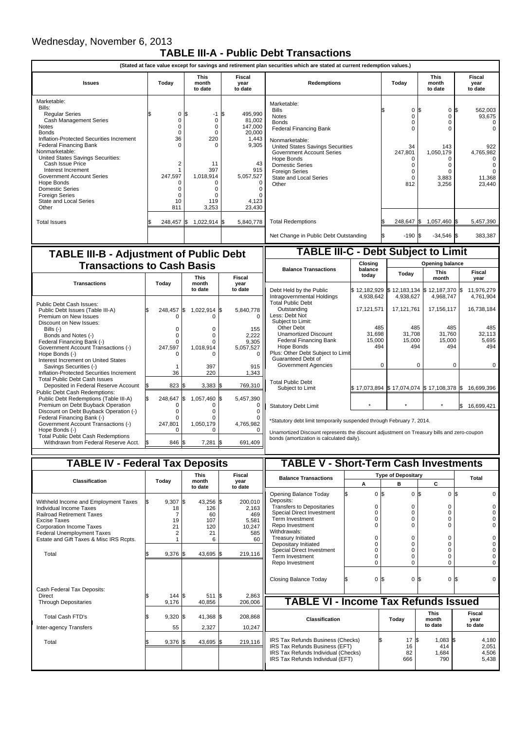Wednesday, November 6, 2013

# TABLE III-A - Public Debt Transactions

(Stated at face value except for savings and retirement plan securities which are stated at current redemption values.)

| Issues | Today | This month to date | Fiscal year to date |
|---|---|---|---|
| Marketable: | | | |
| Bills: | | | |
| Regular Series | $ 0 | $ -1 | $ 495,990 |
| Cash Management Series | 0 | 0 | 81,002 |
| Notes | 0 | 0 | 147,000 |
| Bonds | 0 | 0 | 20,000 |
| Inflation-Protected Securities Increment | 36 | 220 | 1,443 |
| Federal Financing Bank | 0 | 0 | 9,305 |
| Nonmarketable: | | | |
| United States Savings Securities: | | | |
| Cash Issue Price | 2 | 11 | 43 |
| Interest Increment | 1 | 397 | 915 |
| Government Account Series | 247,597 | 1,018,914 | 5,057,527 |
| Hope Bonds | 0 | 0 | 0 |
| Domestic Series | 0 | 0 | 0 |
| Foreign Series | 0 | 0 | 0 |
| State and Local Series | 10 | 119 | 4,123 |
| Other | 811 | 3,253 | 23,430 |
| Total Issues | $ 248,457 | $ 1,022,914 | $ 5,840,778 |

| Redemptions | Today | This month to date | Fiscal year to date |
|---|---|---|---|
| Marketable: | | | |
| Bills | $ 0 | $ 0 | $ 562,003 |
| Notes | 0 | 0 | 93,675 |
| Bonds | 0 | 0 | 0 |
| Federal Financing Bank | 0 | 0 | 0 |
| Nonmarketable: | | | |
| United States Savings Securities | 34 | 143 | 922 |
| Government Account Series | 247,801 | 1,050,179 | 4,765,982 |
| Hope Bonds | 0 | 0 | 0 |
| Domestic Series | 0 | 0 | 0 |
| Foreign Series | 0 | 0 | 0 |
| State and Local Series | 0 | 3,883 | 11,368 |
| Other | 812 | 3,256 | 23,440 |
| Total Redemptions | $ 248,647 | $ 1,057,460 | $ 5,457,390 |
| Net Change in Public Debt Outstanding | $ -190 | $ -34,546 | $ 383,387 |

# TABLE III-B - Adjustment of Public Debt Transactions to Cash Basis

| Transactions | Today | This month to date | Fiscal year to date |
|---|---|---|---|
| Public Debt Cash Issues: | | | |
| Public Debt Issues (Table III-A) | $ 248,457 | $ 1,022,914 | $ 5,840,778 |
| Premium on New Issues | 0 | 0 | 0 |
| Discount on New Issues: | | | |
| Bills (-) | 0 | 0 | 155 |
| Bonds and Notes (-) | 0 | 0 | 2,222 |
| Federal Financing Bank (-) | 0 | 0 | 9,305 |
| Government Account Transactions (-) | 247,597 | 1,018,914 | 5,057,527 |
| Hope Bonds (-) | 0 | 0 | 0 |
| Interest Increment on United States Savings Securities (-) | 1 | 397 | 915 |
| Inflation-Protected Securities Increment | 36 | 220 | 1,343 |
| Total Public Debt Cash Issues Deposited in Federal Reserve Account | $ 823 | $ 3,383 | $ 769,310 |
| Public Debt Cash Redemptions: | | | |
| Public Debt Redemptions (Table III-A) | $ 248,647 | $ 1,057,460 | $ 5,457,390 |
| Premium on Debt Buyback Operation | 0 | 0 | 0 |
| Discount on Debt Buyback Operation (-) | 0 | 0 | 0 |
| Federal Financing Bank (-) | 0 | 0 | 0 |
| Government Account Transactions (-) | 247,801 | 1,050,179 | 4,765,982 |
| Hope Bonds (-) | 0 | 0 | 0 |
| Total Public Debt Cash Redemptions Withdrawn from Federal Reserve Acct. | $ 846 | $ 7,281 | $ 691,409 |

# TABLE III-C - Debt Subject to Limit

| Balance Transactions | Closing balance today | Opening balance Today | Opening balance This month | Opening balance Fiscal year |
|---|---|---|---|---|
| Debt Held by the Public | $ 12,182,929 | $ 12,183,134 | $ 12,187,370 | $ 11,976,279 |
| Intragovernmental Holdings | 4,938,642 | 4,938,627 | 4,968,747 | 4,761,904 |
| Total Public Debt Outstanding | 17,121,571 | 17,121,761 | 17,156,117 | 16,738,184 |
| Less: Debt Not Subject to Limit: | | | | |
| Other Debt | 485 | 485 | 485 | 485 |
| Unamortized Discount | 31,698 | 31,708 | 31,760 | 32,113 |
| Federal Financing Bank | 15,000 | 15,000 | 15,000 | 5,695 |
| Hope Bonds | 494 | 494 | 494 | 494 |
| Plus: Other Debt Subject to Limit | | | | |
| Guaranteed Debt of Government Agencies | 0 | 0 | 0 | 0 |
| Total Public Debt Subject to Limit | $ 17,073,894 | $ 17,074,074 | $ 17,108,378 | $ 16,699,396 |
| Statutory Debt Limit | * | * | * | $ 16,699,421 |

*Statutory debt limit temporarily suspended through February 7, 2014.

Unamortized Discount represents the discount adjustment on Treasury bills and zero-coupon bonds (amortization is calculated daily).

# TABLE IV - Federal Tax Deposits

| Classification | Today | This month to date | Fiscal year to date |
|---|---|---|---|
| Withheld Income and Employment Taxes | $ 9,307 | $ 43,256 | $ 200,010 |
| Individual Income Taxes | 18 | 126 | 2,163 |
| Railroad Retirement Taxes | 7 | 60 | 469 |
| Excise Taxes | 19 | 107 | 5,581 |
| Corporation Income Taxes | 21 | 120 | 10,247 |
| Federal Unemployment Taxes | 2 | 21 | 585 |
| Estate and Gift Taxes & Misc IRS Rcpts. | 1 | 6 | 60 |
| Total | $ 9,376 | $ 43,695 | $ 219,116 |
| Cash Federal Tax Deposits: | | | |
| Direct | $ 144 | $ 511 | $ 2,863 |
| Through Depositaries | 9,176 | 40,856 | 206,006 |
| Total Cash FTD's | $ 9,320 | $ 41,368 | $ 208,868 |
| Inter-agency Transfers | 55 | 2,327 | 10,247 |
| Total | $ 9,376 | $ 43,695 | $ 219,116 |

# TABLE V - Short-Term Cash Investments

| Balance Transactions | Type of Depositary A | Type of Depositary B | Type of Depositary C | Total |
|---|---|---|---|---|
| Opening Balance Today | $ 0 | $ 0 | $ 0 | $ 0 |
| Deposits: | | | | |
| Transfers to Depositaries | 0 | 0 | 0 | 0 |
| Special Direct Investment | 0 | 0 | 0 | 0 |
| Term Investment | 0 | 0 | 0 | 0 |
| Repo Investment | 0 | 0 | 0 | 0 |
| Withdrawals: | | | | |
| Treasury Initiated | 0 | 0 | 0 | 0 |
| Depositary Initiated | 0 | 0 | 0 | 0 |
| Special Direct Investment | 0 | 0 | 0 | 0 |
| Term Investment | 0 | 0 | 0 | 0 |
| Repo Investment | 0 | 0 | 0 | 0 |
| Closing Balance Today | $ 0 | $ 0 | $ 0 | $ 0 |

# TABLE VI - Income Tax Refunds Issued

| Classification | Today | This month to date | Fiscal year to date |
|---|---|---|---|
| IRS Tax Refunds Business (Checks) | $ 17 | $ 1,083 | $ 4,180 |
| IRS Tax Refunds Business (EFT) | 16 | 414 | 2,051 |
| IRS Tax Refunds Individual (Checks) | 82 | 1,684 | 4,506 |
| IRS Tax Refunds Individual (EFT) | 666 | 790 | 5,438 |